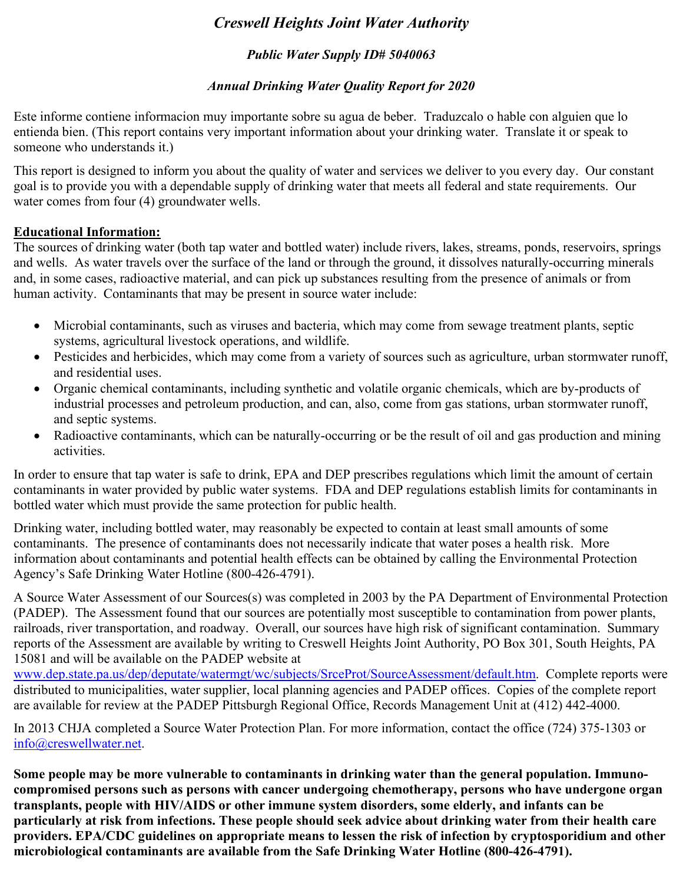# *Creswell Heights Joint Water Authority*

## *Public Water Supply ID# 5040063*

## *Annual Drinking Water Quality Report for 2020*

Este informe contiene informacion muy importante sobre su agua de beber. Traduzcalo o hable con alguien que lo entienda bien. (This report contains very important information about your drinking water. Translate it or speak to someone who understands it.)

This report is designed to inform you about the quality of water and services we deliver to you every day. Our constant goal is to provide you with a dependable supply of drinking water that meets all federal and state requirements. Our water comes from four (4) groundwater wells.

**Educational Information:**

The sources of drinking water (both tap water and bottled water) include rivers, lakes, streams, ponds, reservoirs, springs and wells. As water travels over the surface of the land or through the ground, it dissolves naturally-occurring minerals and, in some cases, radioactive material, and can pick up substances resulting from the presence of animals or from human activity. Contaminants that may be present in source water include:

- Microbial contaminants, such as viruses and bacteria, which may come from sewage treatment plants, septic systems, agricultural livestock operations, and wildlife.
- Pesticides and herbicides, which may come from a variety of sources such as agriculture, urban stormwater runoff, and residential uses.
- Organic chemical contaminants, including synthetic and volatile organic chemicals, which are by-products of industrial processes and petroleum production, and can, also, come from gas stations, urban stormwater runoff, and septic systems.
- Radioactive contaminants, which can be naturally-occurring or be the result of oil and gas production and mining activities.

In order to ensure that tap water is safe to drink, EPA and DEP prescribes regulations which limit the amount of certain contaminants in water provided by public water systems. FDA and DEP regulations establish limits for contaminants in bottled water which must provide the same protection for public health.

Drinking water, including bottled water, may reasonably be expected to contain at least small amounts of some contaminants. The presence of contaminants does not necessarily indicate that water poses a health risk. More information about contaminants and potential health effects can be obtained by calling the Environmental Protection Agency's Safe Drinking Water Hotline (800-426-4791).

A Source Water Assessment of our Sources(s) was completed in 2003 by the PA Department of Environmental Protection (PADEP). The Assessment found that our sources are potentially most susceptible to contamination from power plants, railroads, river transportation, and roadway. Overall, our sources have high risk of significant contamination. Summary reports of the Assessment are available by writing to Creswell Heights Joint Authority, PO Box 301, South Heights, PA 15081 and will be available on the PADEP website at www.dep.state.pa.us/dep/deputate/watermgt/wc/subjects/SrceProt/SourceAssessment/default.htm. Complete reports were distributed to municipalities, water supplier, local planning agencies and PADEP offices. Copies of the complete report are available for review at the PADEP Pittsburgh Regional Office, Records Management Unit at (412) 442-4000.

In 2013 CHJA completed a Source Water Protection Plan. For more information, contact the office (724) 375-1303 or info@creswellwater.net.

**Some people may be more vulnerable to contaminants in drinking water than the general population. Immuno-compromised persons such as persons with cancer undergoing chemotherapy, persons who have undergone organ transplants, people with HIV/AIDS or other immune system disorders, some elderly, and infants can be particularly at risk from infections. These people should seek advice about drinking water from their health care providers. EPA/CDC guidelines on appropriate means to lessen the risk of infection by cryptosporidium and other microbiological contaminants are available from the Safe Drinking Water Hotline (800-426-4791).**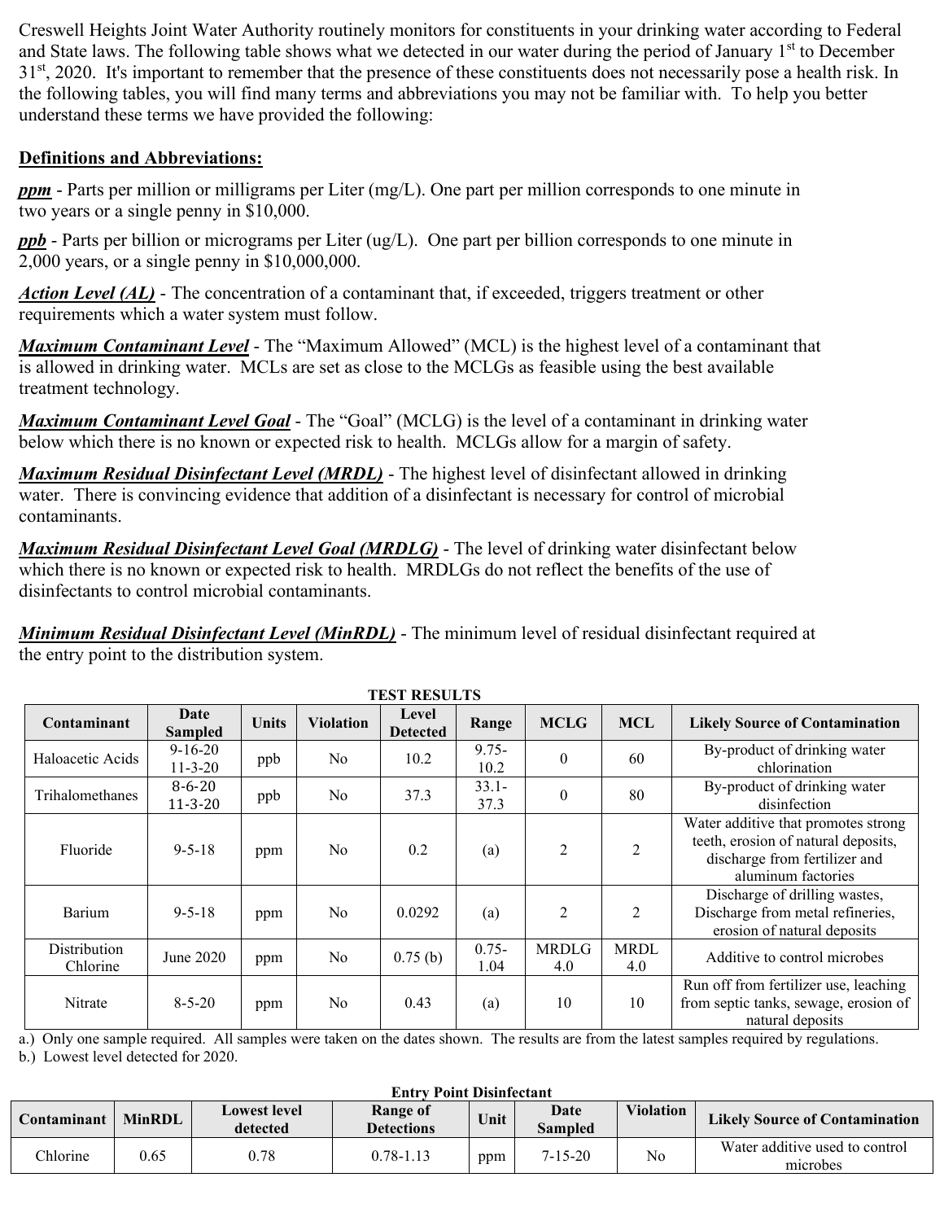Creswell Heights Joint Water Authority routinely monitors for constituents in your drinking water according to Federal and State laws. The following table shows what we detected in our water during the period of January 1st to December 31st, 2020. It's important to remember that the presence of these constituents does not necessarily pose a health risk. In the following tables, you will find many terms and abbreviations you may not be familiar with. To help you better understand these terms we have provided the following:

**Definitions and Abbreviations:**

***ppm*** - Parts per million or milligrams per Liter (mg/L). One part per million corresponds to one minute in two years or a single penny in $10,000.

***ppb*** - Parts per billion or micrograms per Liter (ug/L). One part per billion corresponds to one minute in 2,000 years, or a single penny in $10,000,000.

***Action Level (AL)*** - The concentration of a contaminant that, if exceeded, triggers treatment or other requirements which a water system must follow.

***Maximum Contaminant Level*** - The "Maximum Allowed" (MCL) is the highest level of a contaminant that is allowed in drinking water. MCLs are set as close to the MCLGs as feasible using the best available treatment technology.

***Maximum Contaminant Level Goal*** - The "Goal" (MCLG) is the level of a contaminant in drinking water below which there is no known or expected risk to health. MCLGs allow for a margin of safety.

***Maximum Residual Disinfectant Level (MRDL)*** - The highest level of disinfectant allowed in drinking water. There is convincing evidence that addition of a disinfectant is necessary for control of microbial contaminants.

***Maximum Residual Disinfectant Level Goal (MRDLG)*** - The level of drinking water disinfectant below which there is no known or expected risk to health. MRDLGs do not reflect the benefits of the use of disinfectants to control microbial contaminants.

***Minimum Residual Disinfectant Level (MinRDL)*** - The minimum level of residual disinfectant required at the entry point to the distribution system.

**TEST RESULTS**

| Contaminant | Date Sampled | Units | Violation | Level Detected | Range | MCLG | MCL | Likely Source of Contamination |
|---|---|---|---|---|---|---|---|---|
| Haloacetic Acids | 9-16-20 11-3-20 | ppb | No | 10.2 | 9.75-10.2 | 0 | 60 | By-product of drinking water chlorination |
| Trihalomethanes | 8-6-20 11-3-20 | ppb | No | 37.3 | 33.1-37.3 | 0 | 80 | By-product of drinking water disinfection |
| Fluoride | 9-5-18 | ppm | No | 0.2 | (a) | 2 | 2 | Water additive that promotes strong teeth, erosion of natural deposits, discharge from fertilizer and aluminum factories |
| Barium | 9-5-18 | ppm | No | 0.0292 | (a) | 2 | 2 | Discharge of drilling wastes, Discharge from metal refineries, erosion of natural deposits |
| Distribution Chlorine | June 2020 | ppm | No | 0.75 (b) | 0.75-1.04 | MRDLG 4.0 | MRDL 4.0 | Additive to control microbes |
| Nitrate | 8-5-20 | ppm | No | 0.43 | (a) | 10 | 10 | Run off from fertilizer use, leaching from septic tanks, sewage, erosion of natural deposits |

a.) Only one sample required. All samples were taken on the dates shown. The results are from the latest samples required by regulations.
b.) Lowest level detected for 2020.

**Entry Point Disinfectant**

| Contaminant | MinRDL | Lowest level detected | Range of Detections | Unit | Date Sampled | Violation | Likely Source of Contamination |
|---|---|---|---|---|---|---|---|
| Chlorine | 0.65 | 0.78 | 0.78-1.13 | ppm | 7-15-20 | No | Water additive used to control microbes |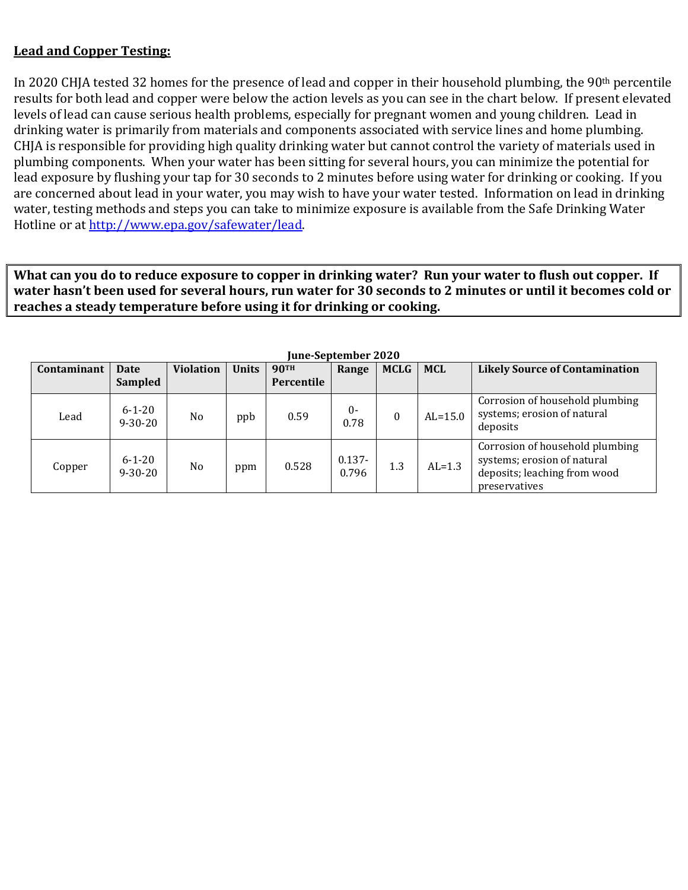**Lead and Copper Testing:**

In 2020 CHJA tested 32 homes for the presence of lead and copper in their household plumbing, the 90th percentile results for both lead and copper were below the action levels as you can see in the chart below. If present elevated levels of lead can cause serious health problems, especially for pregnant women and young children. Lead in drinking water is primarily from materials and components associated with service lines and home plumbing. CHJA is responsible for providing high quality drinking water but cannot control the variety of materials used in plumbing components. When your water has been sitting for several hours, you can minimize the potential for lead exposure by flushing your tap for 30 seconds to 2 minutes before using water for drinking or cooking. If you are concerned about lead in your water, you may wish to have your water tested. Information on lead in drinking water, testing methods and steps you can take to minimize exposure is available from the Safe Drinking Water Hotline or at http://www.epa.gov/safewater/lead.

**What can you do to reduce exposure to copper in drinking water? Run your water to flush out copper. If water hasn't been used for several hours, run water for 30 seconds to 2 minutes or until it becomes cold or reaches a steady temperature before using it for drinking or cooking.**

**June-September 2020**

| Contaminant | Date Sampled | Violation | Units | 90TH Percentile | Range | MCLG | MCL | Likely Source of Contamination |
|---|---|---|---|---|---|---|---|---|
| Lead | 6-1-20 9-30-20 | No | ppb | 0.59 | 0-0.78 | 0 | AL=15.0 | Corrosion of household plumbing systems; erosion of natural deposits |
| Copper | 6-1-20 9-30-20 | No | ppm | 0.528 | 0.137-0.796 | 1.3 | AL=1.3 | Corrosion of household plumbing systems; erosion of natural deposits; leaching from wood preservatives |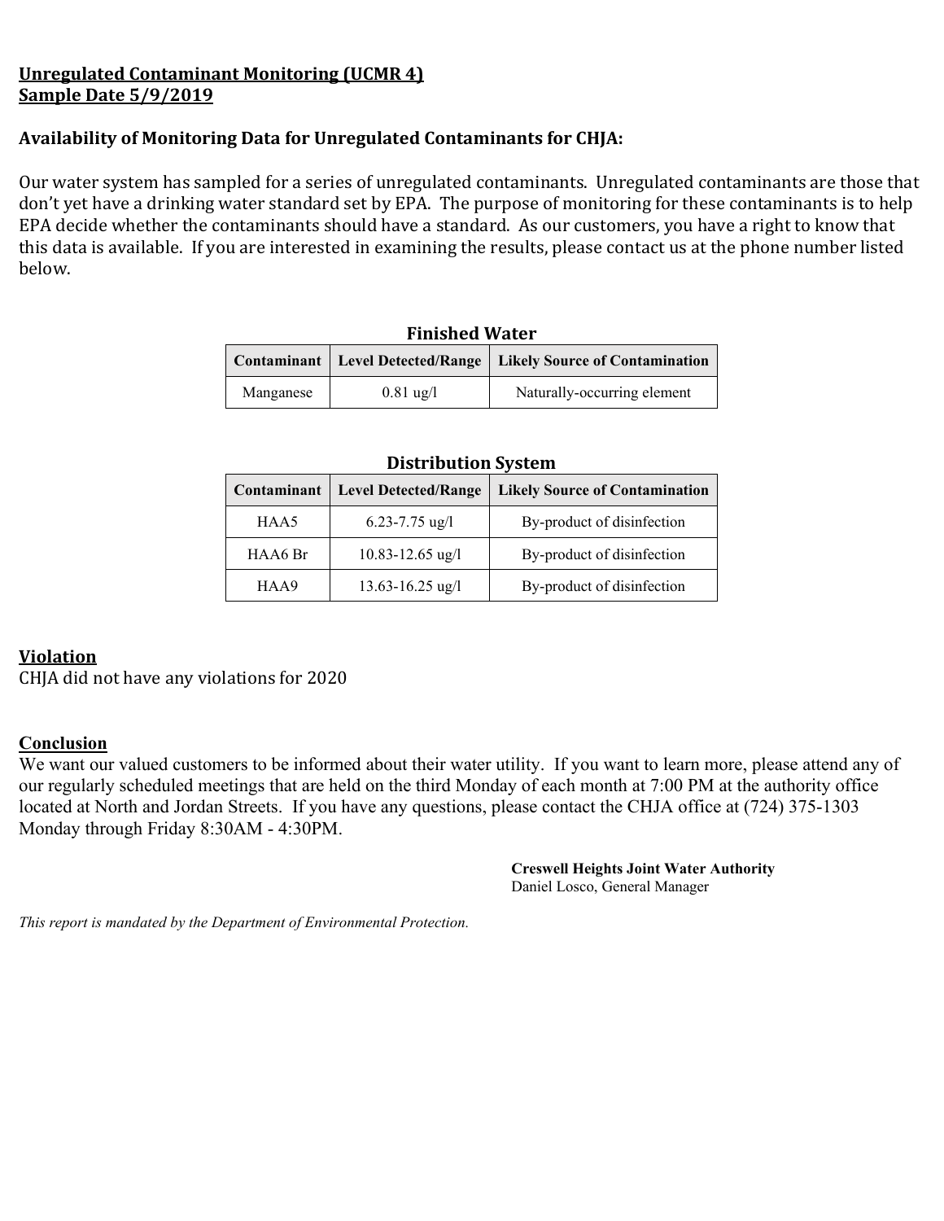**Unregulated Contaminant Monitoring (UCMR 4)**
**Sample Date 5/9/2019**

**Availability of Monitoring Data for Unregulated Contaminants for CHJA:**

Our water system has sampled for a series of unregulated contaminants. Unregulated contaminants are those that don't yet have a drinking water standard set by EPA. The purpose of monitoring for these contaminants is to help EPA decide whether the contaminants should have a standard. As our customers, you have a right to know that this data is available. If you are interested in examining the results, please contact us at the phone number listed below.

**Finished Water**

| Contaminant | Level Detected/Range | Likely Source of Contamination |
|---|---|---|
| Manganese | 0.81 ug/l | Naturally-occurring element |

**Distribution System**

| Contaminant | Level Detected/Range | Likely Source of Contamination |
|---|---|---|
| HAA5 | 6.23-7.75 ug/l | By-product of disinfection |
| HAA6 Br | 10.83-12.65 ug/l | By-product of disinfection |
| HAA9 | 13.63-16.25 ug/l | By-product of disinfection |

**Violation**

CHJA did not have any violations for 2020

**Conclusion**

We want our valued customers to be informed about their water utility. If you want to learn more, please attend any of our regularly scheduled meetings that are held on the third Monday of each month at 7:00 PM at the authority office located at North and Jordan Streets. If you have any questions, please contact the CHJA office at (724) 375-1303 Monday through Friday 8:30AM - 4:30PM.

**Creswell Heights Joint Water Authority**
Daniel Losco, General Manager

*This report is mandated by the Department of Environmental Protection.*